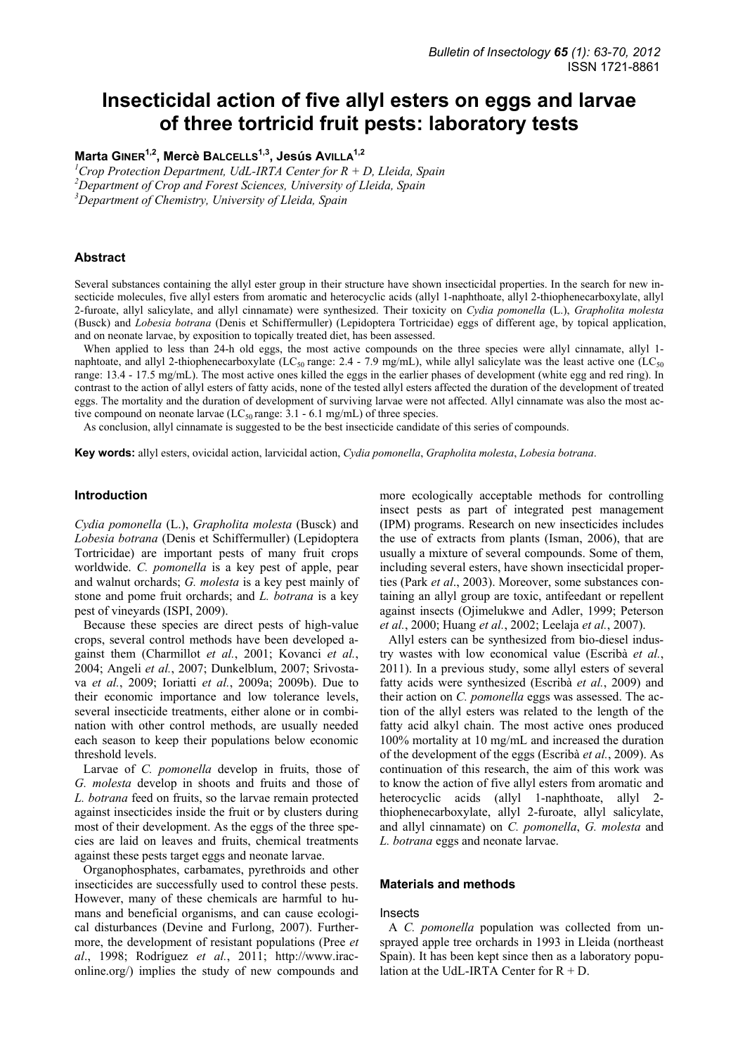# Insecticidal action of five allyl esters on eggs and larvae of three tortricid fruit pests: laboratory tests

**Marta GINER[1,2], Mercè BALCELLS[1,3], Jesús AVILLA[1,2]**

[1]*Crop Protection Department, UdL-IRTA Center for R + D, Lleida, Spain*
[2]*Department of Crop and Forest Sciences, University of Lleida, Spain*
[3]*Department of Chemistry, University of Lleida, Spain*

## Abstract

Several substances containing the allyl ester group in their structure have shown insecticidal properties. In the search for new insecticide molecules, five allyl esters from aromatic and heterocyclic acids (allyl 1-naphthoate, allyl 2-thiophenecarboxylate, allyl 2-furoate, allyl salicylate, and allyl cinnamate) were synthesized. Their toxicity on *Cydia pomonella* (L.), *Grapholita molesta* (Busck) and *Lobesia botrana* (Denis et Schiffermuller) (Lepidoptera Tortricidae) eggs of different age, by topical application, and on neonate larvae, by exposition to topically treated diet, has been assessed.

When applied to less than 24-h old eggs, the most active compounds on the three species were allyl cinnamate, allyl 1-naphtoate, and allyl 2-thiophenecarboxylate ($LC_{50}$ range: 2.4 - 7.9 mg/mL), while allyl salicylate was the least active one ($LC_{50}$ range: 13.4 - 17.5 mg/mL). The most active ones killed the eggs in the earlier phases of development (white egg and red ring). In contrast to the action of allyl esters of fatty acids, none of the tested allyl esters affected the duration of the development of treated eggs. The mortality and the duration of development of surviving larvae were not affected. Allyl cinnamate was also the most active compound on neonate larvae ($LC_{50}$ range: 3.1 - 6.1 mg/mL) of three species.

As conclusion, allyl cinnamate is suggested to be the best insecticide candidate of this series of compounds.

**Key words:** allyl esters, ovicidal action, larvicidal action, *Cydia pomonella*, *Grapholita molesta*, *Lobesia botrana*.

## Introduction

*Cydia pomonella* (L.), *Grapholita molesta* (Busck) and *Lobesia botrana* (Denis et Schiffermuller) (Lepidoptera Tortricidae) are important pests of many fruit crops worldwide. *C. pomonella* is a key pest of apple, pear and walnut orchards; *G. molesta* is a key pest mainly of stone and pome fruit orchards; and *L. botrana* is a key pest of vineyards (ISPI, 2009).

Because these species are direct pests of high-value crops, several control methods have been developed against them (Charmillot *et al.*, 2001; Kovanci *et al.*, 2004; Angeli *et al.*, 2007; Dunkelblum, 2007; Srivostava *et al.*, 2009; Ioriatti *et al.*, 2009a; 2009b). Due to their economic importance and low tolerance levels, several insecticide treatments, either alone or in combination with other control methods, are usually needed each season to keep their populations below economic threshold levels.

Larvae of *C. pomonella* develop in fruits, those of *G. molesta* develop in shoots and fruits and those of *L. botrana* feed on fruits, so the larvae remain protected against insecticides inside the fruit or by clusters during most of their development. As the eggs of the three species are laid on leaves and fruits, chemical treatments against these pests target eggs and neonate larvae.

Organophosphates, carbamates, pyrethroids and other insecticides are successfully used to control these pests. However, many of these chemicals are harmful to humans and beneficial organisms, and can cause ecological disturbances (Devine and Furlong, 2007). Furthermore, the development of resistant populations (Pree *et al*., 1998; Rodríguez *et al.*, 2011; http://www.irac-online.org/) implies the study of new compounds and more ecologically acceptable methods for controlling insect pests as part of integrated pest management (IPM) programs. Research on new insecticides includes the use of extracts from plants (Isman, 2006), that are usually a mixture of several compounds. Some of them, including several esters, have shown insecticidal properties (Park *et al*., 2003). Moreover, some substances containing an allyl group are toxic, antifeedant or repellent against insects (Ojimelukwe and Adler, 1999; Peterson *et al.*, 2000; Huang *et al.*, 2002; Leelaja *et al.*, 2007).

Allyl esters can be synthesized from bio-diesel industry wastes with low economical value (Escribà *et al.*, 2011). In a previous study, some allyl esters of several fatty acids were synthesized (Escribà *et al.*, 2009) and their action on *C. pomonella* eggs was assessed. The action of the allyl esters was related to the length of the fatty acid alkyl chain. The most active ones produced 100% mortality at 10 mg/mL and increased the duration of the development of the eggs (Escribà *et al.*, 2009). As continuation of this research, the aim of this work was to know the action of five allyl esters from aromatic and heterocyclic acids (allyl 1-naphthoate, allyl 2-thiophenecarboxylate, allyl 2-furoate, allyl salicylate, and allyl cinnamate) on *C. pomonella*, *G. molesta* and *L. botrana* eggs and neonate larvae.

## Materials and methods

### Insects

A *C. pomonella* population was collected from unsprayed apple tree orchards in 1993 in Lleida (northeast Spain). It has been kept since then as a laboratory population at the UdL-IRTA Center for R + D.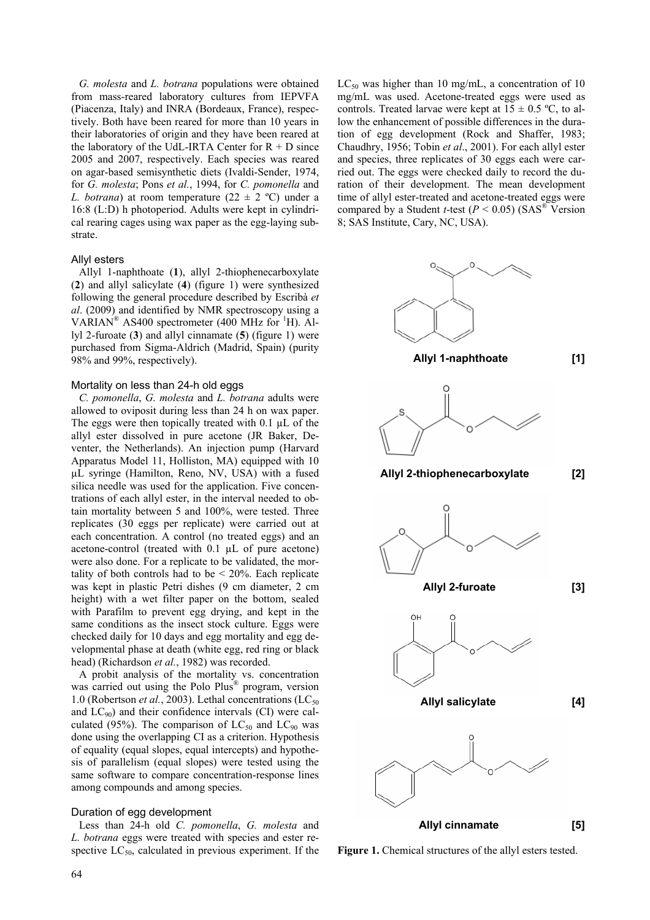*G. molesta* and *L. botrana* populations were obtained from mass-reared laboratory cultures from IEPVFA (Piacenza, Italy) and INRA (Bordeaux, France), respectively. Both have been reared for more than 10 years in their laboratories of origin and they have been reared at the laboratory of the UdL-IRTA Center for R + D since 2005 and 2007, respectively. Each species was reared on agar-based semisynthetic diets (Ivaldi-Sender, 1974, for *G. molesta*; Pons *et al.*, 1994, for *C. pomonella* and *L. botrana*) at room temperature (22 ± 2 ºC) under a 16:8 (L:D) h photoperiod. Adults were kept in cylindrical rearing cages using wax paper as the egg-laying substrate.

### Allyl esters

Allyl 1-naphthoate (**1**), allyl 2-thiophenecarboxylate (**2**) and allyl salicylate (**4**) (figure 1) were synthesized following the general procedure described by Escribà *et al*. (2009) and identified by NMR spectroscopy using a VARIAN® AS400 spectrometer (400 MHz for $^{1}$H). Allyl 2-furoate (**3**) and allyl cinnamate (**5**) (figure 1) were purchased from Sigma-Aldrich (Madrid, Spain) (purity 98% and 99%, respectively).

### Mortality on less than 24-h old eggs

*C. pomonella*, *G. molesta* and *L. botrana* adults were allowed to oviposit during less than 24 h on wax paper. The eggs were then topically treated with 0.1 µL of the allyl ester dissolved in pure acetone (JR Baker, Deventer, the Netherlands). An injection pump (Harvard Apparatus Model 11, Holliston, MA) equipped with 10 µL syringe (Hamilton, Reno, NV, USA) with a fused silica needle was used for the application. Five concentrations of each allyl ester, in the interval needed to obtain mortality between 5 and 100%, were tested. Three replicates (30 eggs per replicate) were carried out at each concentration. A control (no treated eggs) and an acetone-control (treated with 0.1 µL of pure acetone) were also done. For a replicate to be validated, the mortality of both controls had to be < 20%. Each replicate was kept in plastic Petri dishes (9 cm diameter, 2 cm height) with a wet filter paper on the bottom, sealed with Parafilm to prevent egg drying, and kept in the same conditions as the insect stock culture. Eggs were checked daily for 10 days and egg mortality and egg developmental phase at death (white egg, red ring or black head) (Richardson *et al.*, 1982) was recorded.

A probit analysis of the mortality vs. concentration was carried out using the Polo Plus® program, version 1.0 (Robertson *et al.*, 2003). Lethal concentrations ($LC_{50}$ and $LC_{90}$) and their confidence intervals (CI) were calculated (95%). The comparison of $LC_{50}$ and $LC_{90}$ was done using the overlapping CI as a criterion. Hypothesis of equality (equal slopes, equal intercepts) and hypothesis of parallelism (equal slopes) were tested using the same software to compare concentration-response lines among compounds and among species.

### Duration of egg development

Less than 24-h old *C. pomonella*, *G. molesta* and *L. botrana* eggs were treated with species and ester respective $LC_{50}$, calculated in previous experiment. If the $LC_{50}$ was higher than 10 mg/mL, a concentration of 10 mg/mL was used. Acetone-treated eggs were used as controls. Treated larvae were kept at 15 ± 0.5 ºC, to allow the enhancement of possible differences in the duration of egg development (Rock and Shaffer, 1983; Chaudhry, 1956; Tobin *et al*., 2001). For each allyl ester and species, three replicates of 30 eggs each were carried out. The eggs were checked daily to record the duration of their development. The mean development time of allyl ester-treated and acetone-treated eggs were compared by a Student *t*-test ($P < 0.05$) (SAS® Version 8; SAS Institute, Cary, NC, USA).

**Allyl 1-naphthoate [1]**

**Allyl 2-thiophenecarboxylate [2]**

**Allyl 2-furoate [3]**

**Allyl salicylate [4]**

**Allyl cinnamate [5]**

**Figure 1.** Chemical structures of the allyl esters tested.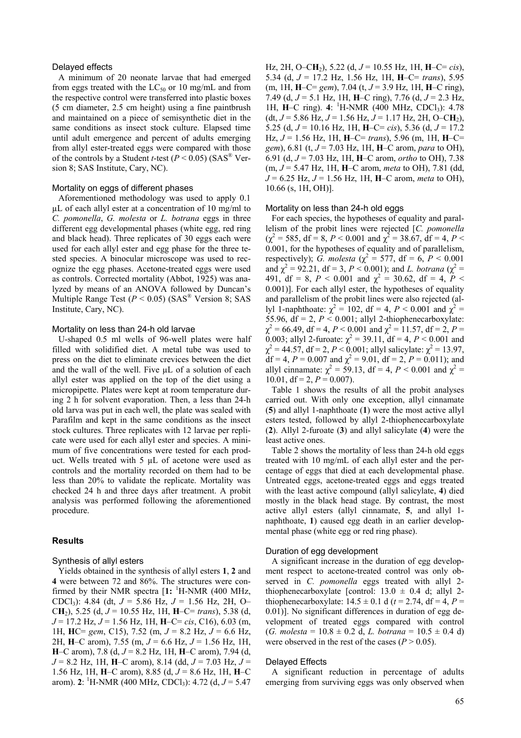### Delayed effects

A minimum of 20 neonate larvae that had emerged from eggs treated with the $LC_{50}$ or 10 mg/mL and from the respective control were transferred into plastic boxes (5 cm diameter, 2.5 cm height) using a fine paintbrush and maintained on a piece of semisynthetic diet in the same conditions as insect stock culture. Elapsed time until adult emergence and percent of adults emerging from allyl ester-treated eggs were compared with those of the controls by a Student *t*-test ($P < 0.05$) (SAS® Version 8; SAS Institute, Cary, NC).

### Mortality on eggs of different phases

Aforementioned methodology was used to apply 0.1 µL of each allyl ester at a concentration of 10 mg/ml to *C. pomonella*, *G. molesta* or *L. botrana* eggs in three different egg developmental phases (white egg, red ring and black head). Three replicates of 30 eggs each were used for each allyl ester and egg phase for the three tested species. A binocular microscope was used to recognize the egg phases. Acetone-treated eggs were used as controls. Corrected mortality (Abbot, 1925) was analyzed by means of an ANOVA followed by Duncan's Multiple Range Test ($P < 0.05$) (SAS® Version 8; SAS Institute, Cary, NC).

### Mortality on less than 24-h old larvae

U-shaped 0.5 ml wells of 96-well plates were half filled with solidified diet. A metal tube was used to press on the diet to eliminate crevices between the diet and the wall of the well. Five µL of a solution of each allyl ester was applied on the top of the diet using a micropipette. Plates were kept at room temperature during 2 h for solvent evaporation. Then, a less than 24-h old larva was put in each well, the plate was sealed with Parafilm and kept in the same conditions as the insect stock cultures. Three replicates with 12 larvae per replicate were used for each allyl ester and species. A minimum of five concentrations were tested for each product. Wells treated with 5 µL of acetone were used as controls and the mortality recorded on them had to be less than 20% to validate the replicate. Mortality was checked 24 h and three days after treatment. A probit analysis was performed following the aforementioned procedure.

## Results

### Synthesis of allyl esters

Yields obtained in the synthesis of allyl esters **1**, **2** and **4** were between 72 and 86%. The structures were confirmed by their NMR spectra [**1:** $^1$H-NMR (400 MHz, $CDCl_3$): 4.84 (dt, *J* = 5.86 Hz, *J* = 1.56 Hz, 2H, O–C**H**$_2$), 5.25 (d, *J* = 10.55 Hz, 1H, **H**–C= *trans*), 5.38 (d, *J* = 17.2 Hz, *J* = 1.56 Hz, 1H, **H**–C= *cis*, C16), 6.03 (m, 1H, **H**C= *gem*, C15), 7.52 (m, *J* = 8.2 Hz, *J* = 6.6 Hz, 2H, **H**–C arom), 7.55 (m, *J* = 6.6 Hz, *J* = 1.56 Hz, 1H, **H**–C arom), 7.8 (d, *J* = 8.2 Hz, 1H, **H**–C arom), 7.94 (d, *J* = 8.2 Hz, 1H, **H**–C arom), 8.14 (dd, *J* = 7.03 Hz, *J* = 1.56 Hz, 1H, **H**–C arom), 8.85 (d, *J* = 8.6 Hz, 1H, **H**–C arom). **2**: $^1$H-NMR (400 MHz, $CDCl_3$): 4.72 (d, *J* = 5.47 Hz, 2H, O–C**H**$_2$), 5.22 (d, *J* = 10.55 Hz, 1H, **H**–C= *cis*), 5.34 (d, *J* = 17.2 Hz, 1.56 Hz, 1H, **H**–C= *trans*), 5.95 (m, 1H, **H**–C= *gem*), 7.04 (t, *J* = 3.9 Hz, 1H, **H**–C ring), 7.49 (d, *J* = 5.1 Hz, 1H, **H**–C ring), 7.76 (d, *J* = 2.3 Hz, 1H, **H**–C ring). **4**: $^1$H-NMR (400 MHz, $CDCl_3$): 4.78 (dt, *J* = 5.86 Hz, *J* = 1.56 Hz, *J* = 1.17 Hz, 2H, O–C**H**$_2$), 5.25 (d, *J* = 10.16 Hz, 1H, **H**–C= *cis*), 5.36 (d, *J* = 17.2 Hz, *J* = 1.56 Hz, 1H, **H**–C= *trans*), 5.96 (m, 1H, **H**–C= *gem*), 6.81 (t, *J* = 7.03 Hz, 1H, **H**–C arom, *para* to OH), 6.91 (d, *J* = 7.03 Hz, 1H, **H**–C arom, *ortho* to OH), 7.38 (m, *J* = 5.47 Hz, 1H, **H**–C arom, *meta* to OH), 7.81 (dd, *J* = 6.25 Hz, *J* = 1.56 Hz, 1H, **H**–C arom, *meta* to OH), 10.66 (s, 1H, OH)].

### Mortality on less than 24-h old eggs

For each species, the hypotheses of equality and parallelism of the probit lines were rejected [*C. pomonella* ($\chi^2$ = 585, df = 8, $P < 0.001$ and $\chi^2$ = 38.67, df = 4, $P < 0.001$, for the hypotheses of equality and of parallelism, respectively); *G. molesta* ($\chi^2$ = 577, df = 6, $P < 0.001$ and $\chi^2$ = 92.21, df = 3, $P < 0.001$); and *L. botrana* ($\chi^2$ = 491, df = 8, $P < 0.001$ and $\chi^2$ = 30.62, df = 4, $P < 0.001$)]. For each allyl ester, the hypotheses of equality and parallelism of the probit lines were also rejected (allyl 1-naphthoate: $\chi^2$ = 102, df = 4, $P < 0.001$ and $\chi^2$ = 55.96, df = 2, $P < 0.001$; allyl 2-thiophenecarboxylate: $\chi^2$ = 66.49, df = 4, $P < 0.001$ and $\chi^2$ = 11.57, df = 2, $P$ = 0.003; allyl 2-furoate: $\chi^2$ = 39.11, df = 4, $P < 0.001$ and $\chi^2$ = 44.57, df = 2, $P < 0.001$; allyl salicylate: $\chi^2$ = 13.97, df = 4, $P$ = 0.007 and $\chi^2$ = 9.01, df = 2, $P$ = 0.011); and allyl cinnamate: $\chi^2$ = 59.13, df = 4, $P < 0.001$ and $\chi^2$ = 10.01, df = 2, $P$ = 0.007).

Table 1 shows the results of all the probit analyses carried out. With only one exception, allyl cinnamate (**5**) and allyl 1-naphthoate (**1**) were the most active allyl esters tested, followed by allyl 2-thiophenecarboxylate (**2**). Allyl 2-furoate (**3**) and allyl salicylate (**4**) were the least active ones.

Table 2 shows the mortality of less than 24-h old eggs treated with 10 mg/mL of each allyl ester and the percentage of eggs that died at each developmental phase. Untreated eggs, acetone-treated eggs and eggs treated with the least active compound (allyl salicylate, **4**) died mostly in the black head stage. By contrast, the most active allyl esters (allyl cinnamate, **5**, and allyl 1-naphthoate, **1**) caused egg death in an earlier developmental phase (white egg or red ring phase).

### Duration of egg development

A significant increase in the duration of egg development respect to acetone-treated control was only observed in *C. pomonella* eggs treated with allyl 2-thiophenecarboxylate [control: 13.0 ± 0.4 d; allyl 2-thiophenecarboxylate: 14.5 ± 0.1 d ($t$ = 2.74, df = 4, $P$ = 0.01)]. No significant differences in duration of egg development of treated eggs compared with control (*G. molesta* = 10.8 ± 0.2 d, *L. botrana* = 10.5 ± 0.4 d) were observed in the rest of the cases ($P > 0.05$).

### Delayed Effects

A significant reduction in percentage of adults emerging from surviving eggs was only observed when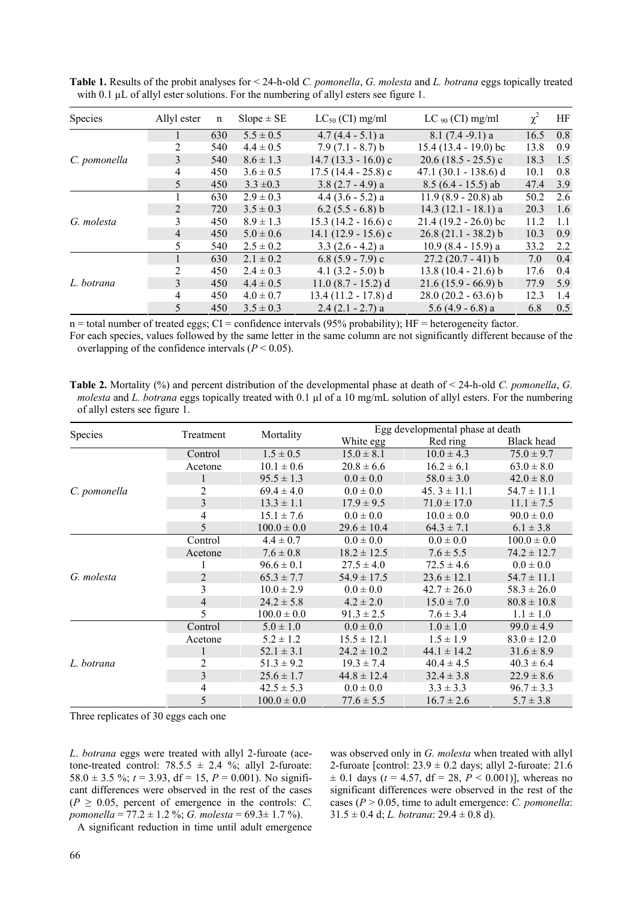**Table 1.** Results of the probit analyses for < 24-h-old *C. pomonella*, *G. molesta* and *L. botrana* eggs topically treated with 0.1 µL of allyl ester solutions. For the numbering of allyl esters see figure 1.

| Species | Allyl ester | n | Slope ± SE | $LC_{50}$ (CI) mg/ml | $LC_{90}$ (CI) mg/ml | $\chi^2$ | HF |
|---|---|---|---|---|---|---|---|
| *C. pomonella* | 1 | 630 | 5.5 ± 0.5 | 4.7 (4.4 - 5.1) a | 8.1 (7.4 -9.1) a | 16.5 | 0.8 |
| | 2 | 540 | 4.4 ± 0.5 | 7.9 (7.1 - 8.7) b | 15.4 (13.4 - 19.0) bc | 13.8 | 0.9 |
| | 3 | 540 | 8.6 ± 1.3 | 14.7 (13.3 - 16.0) c | 20.6 (18.5 - 25.5) c | 18.3 | 1.5 |
| | 4 | 450 | 3.6 ± 0.5 | 17.5 (14.4 - 25.8) c | 47.1 (30.1 - 138.6) d | 10.1 | 0.8 |
| | 5 | 450 | 3.3 ±0.3 | 3.8 (2.7 - 4.9) a | 8.5 (6.4 - 15.5) ab | 47.4 | 3.9 |
| *G. molesta* | 1 | 630 | 2.9 ± 0.3 | 4.4 (3.6 - 5.2) a | 11.9 (8.9 - 20.8) ab | 50.2 | 2.6 |
| | 2 | 720 | 3.5 ± 0.3 | 6.2 (5.5 - 6.8) b | 14.3 (12.1 - 18.1) a | 20.3 | 1.6 |
| | 3 | 450 | 8.9 ± 1.3 | 15.3 (14.2 - 16.6) c | 21.4 (19.2 - 26.0) bc | 11.2 | 1.1 |
| | 4 | 450 | 5.0 ± 0.6 | 14.1 (12.9 - 15.6) c | 26.8 (21.1 - 38.2) b | 10.3 | 0.9 |
| | 5 | 540 | 2.5 ± 0.2 | 3.3 (2.6 - 4.2) a | 10.9 (8.4 - 15.9) a | 33.2 | 2.2 |
| *L. botrana* | 1 | 630 | 2.1 ± 0.2 | 6.8 (5.9 - 7.9) c | 27.2 (20.7 - 41) b | 7.0 | 0.4 |
| | 2 | 450 | 2.4 ± 0.3 | 4.1 (3.2 - 5.0) b | 13.8 (10.4 - 21.6) b | 17.6 | 0.4 |
| | 3 | 450 | 4.4 ± 0.5 | 11.0 (8.7 - 15.2) d | 21.6 (15.9 - 66.9) b | 77.9 | 5.9 |
| | 4 | 450 | 4.0 ± 0.7 | 13.4 (11.2 - 17.8) d | 28.0 (20.2 - 63.6) b | 12.3 | 1.4 |
| | 5 | 450 | 3.5 ± 0.3 | 2.4 (2.1 - 2.7) a | 5.6 (4.9 - 6.8) a | 6.8 | 0.5 |

n = total number of treated eggs; CI = confidence intervals (95% probability); HF = heterogeneity factor.
For each species, values followed by the same letter in the same column are not significantly different because of the overlapping of the confidence intervals ($P < 0.05$).

**Table 2.** Mortality (%) and percent distribution of the developmental phase at death of < 24-h-old *C. pomonella*, *G. molesta* and *L. botrana* eggs topically treated with 0.1 µl of a 10 mg/mL solution of allyl esters. For the numbering of allyl esters see figure 1.

| Species | Treatment | Mortality | Egg developmental phase at death | | |
|---|---|---|---|---|---|
| | | | White egg | Red ring | Black head |
| *C. pomonella* | Control | 1.5 ± 0.5 | 15.0 ± 8.1 | 10.0 ± 4.3 | 75.0 ± 9.7 |
| | Acetone | 10.1 ± 0.6 | 20.8 ± 6.6 | 16.2 ± 6.1 | 63.0 ± 8.0 |
| | 1 | 95.5 ± 1.3 | 0.0 ± 0.0 | 58.0 ± 3.0 | 42.0 ± 8.0 |
| | 2 | 69.4 ± 4.0 | 0.0 ± 0.0 | 45. 3 ± 11.1 | 54.7 ± 11.1 |
| | 3 | 13.3 ± 1.1 | 17.9 ± 9.5 | 71.0 ± 17.0 | 11.1 ± 7.5 |
| | 4 | 15.1 ± 7.6 | 0.0 ± 0.0 | 10.0 ± 0.0 | 90.0 ± 0.0 |
| | 5 | 100.0 ± 0.0 | 29.6 ± 10.4 | 64.3 ± 7.1 | 6.1 ± 3.8 |
| *G. molesta* | Control | 4.4 ± 0.7 | 0.0 ± 0.0 | 0.0 ± 0.0 | 100.0 ± 0.0 |
| | Acetone | 7.6 ± 0.8 | 18.2 ± 12.5 | 7.6 ± 5.5 | 74.2 ± 12.7 |
| | 1 | 96.6 ± 0.1 | 27.5 ± 4.0 | 72.5 ± 4.6 | 0.0 ± 0.0 |
| | 2 | 65.3 ± 7.7 | 54.9 ± 17.5 | 23.6 ± 12.1 | 54.7 ± 11.1 |
| | 3 | 10.0 ± 2.9 | 0.0 ± 0.0 | 42.7 ± 26.0 | 58.3 ± 26.0 |
| | 4 | 24.2 ± 5.8 | 4.2 ± 2.0 | 15.0 ± 7.0 | 80.8 ± 10.8 |
| | 5 | 100.0 ± 0.0 | 91.3 ± 2.5 | 7.6 ± 3.4 | 1.1 ± 1.0 |
| *L. botrana* | Control | 5.0 ± 1.0 | 0.0 ± 0.0 | 1.0 ± 1.0 | 99.0 ± 4.9 |
| | Acetone | 5.2 ± 1.2 | 15.5 ± 12.1 | 1.5 ± 1.9 | 83.0 ± 12.0 |
| | 1 | 52.1 ± 3.1 | 24.2 ± 10.2 | 44.1 ± 14.2 | 31.6 ± 8.9 |
| | 2 | 51.3 ± 9.2 | 19.3 ± 7.4 | 40.4 ± 4.5 | 40.3 ± 6.4 |
| | 3 | 25.6 ± 1.7 | 44.8 ± 12.4 | 32.4 ± 3.8 | 22.9 ± 8.6 |
| | 4 | 42.5 ± 5.3 | 0.0 ± 0.0 | 3.3 ± 3.3 | 96.7 ± 3.3 |
| | 5 | 100.0 ± 0.0 | 77.6 ± 5.5 | 16.7 ± 2.6 | 5.7 ± 3.8 |

Three replicates of 30 eggs each one

*L. botrana* eggs were treated with allyl 2-furoate (acetone-treated control: 78.5.5 ± 2.4 %; allyl 2-furoate: 58.0 ± 3.5 %; $t$ = 3.93, df = 15, $P$ = 0.001). No significant differences were observed in the rest of the cases ($P \geq 0.05$, percent of emergence in the controls: *C. pomonella* = 77.2 ± 1.2 %; *G. molesta* = 69.3± 1.7 %).

A significant reduction in time until adult emergence was observed only in *G. molesta* when treated with allyl 2-furoate [control: 23.9 ± 0.2 days; allyl 2-furoate: 21.6 ± 0.1 days ($t$ = 4.57, df = 28, $P < 0.001$)], whereas no significant differences were observed in the rest of the cases ($P > 0.05$, time to adult emergence: *C. pomonella*: 31.5 ± 0.4 d; *L. botrana*: 29.4 ± 0.8 d).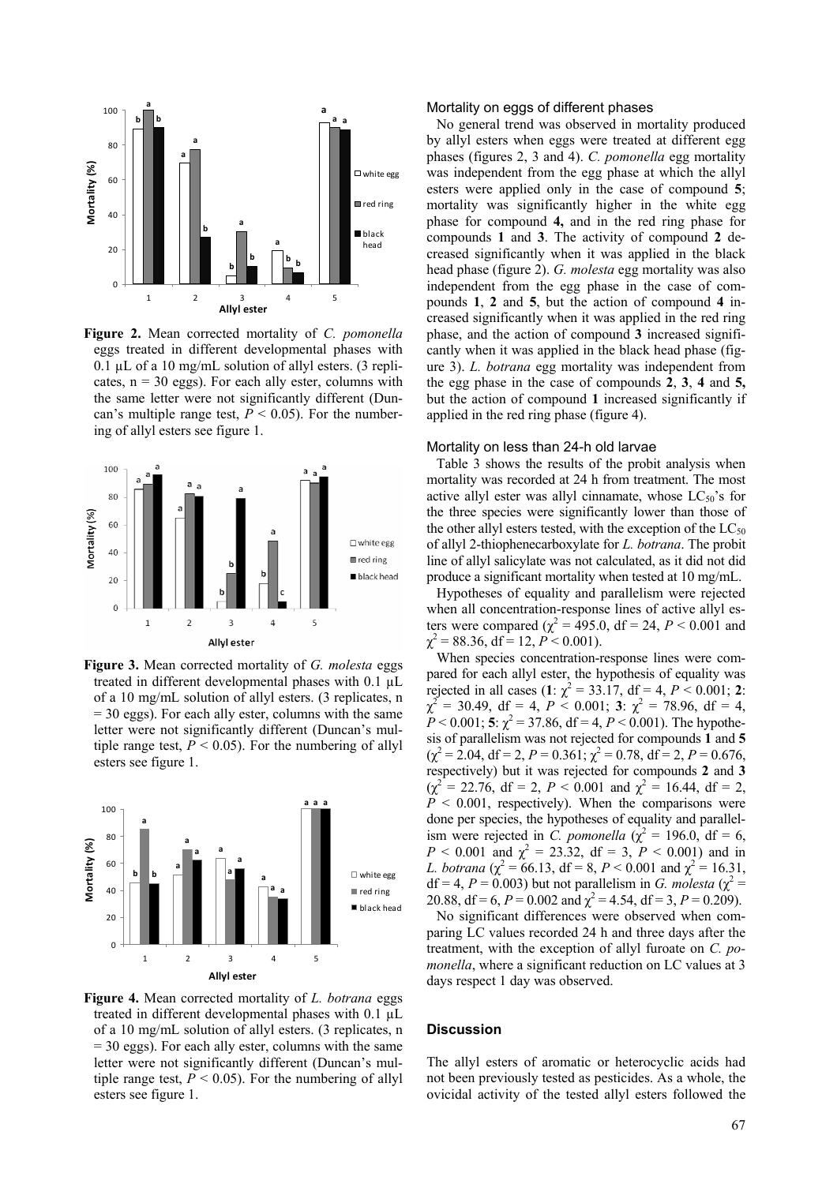**Figure 2.** Mean corrected mortality of *C. pomonella* eggs treated in different developmental phases with 0.1 µL of a 10 mg/mL solution of allyl esters. (3 replicates, n = 30 eggs). For each ally ester, columns with the same letter were not significantly different (Duncan's multiple range test, $P < 0.05$). For the numbering of allyl esters see figure 1.

**Figure 3.** Mean corrected mortality of *G. molesta* eggs treated in different developmental phases with 0.1 µL of a 10 mg/mL solution of allyl esters. (3 replicates, n = 30 eggs). For each ally ester, columns with the same letter were not significantly different (Duncan's multiple range test, $P < 0.05$). For the numbering of allyl esters see figure 1.

**Figure 4.** Mean corrected mortality of *L. botrana* eggs treated in different developmental phases with 0.1 µL of a 10 mg/mL solution of allyl esters. (3 replicates, n = 30 eggs). For each ally ester, columns with the same letter were not significantly different (Duncan's multiple range test, $P < 0.05$). For the numbering of allyl esters see figure 1.

### Mortality on eggs of different phases

No general trend was observed in mortality produced by allyl esters when eggs were treated at different egg phases (figures 2, 3 and 4). *C. pomonella* egg mortality was independent from the egg phase at which the allyl esters were applied only in the case of compound **5**; mortality was significantly higher in the white egg phase for compound **4,** and in the red ring phase for compounds **1** and **3**. The activity of compound **2** decreased significantly when it was applied in the black head phase (figure 2). *G. molesta* egg mortality was also independent from the egg phase in the case of compounds **1**, **2** and **5**, but the action of compound **4** increased significantly when it was applied in the red ring phase, and the action of compound **3** increased significantly when it was applied in the black head phase (figure 3). *L. botrana* egg mortality was independent from the egg phase in the case of compounds **2**, **3**, **4** and **5,** but the action of compound **1** increased significantly if applied in the red ring phase (figure 4).

### Mortality on less than 24-h old larvae

Table 3 shows the results of the probit analysis when mortality was recorded at 24 h from treatment. The most active allyl ester was allyl cinnamate, whose $LC_{50}$'s for the three species were significantly lower than those of the other allyl esters tested, with the exception of the $LC_{50}$ of allyl 2-thiophenecarboxylate for *L. botrana*. The probit line of allyl salicylate was not calculated, as it did not did produce a significant mortality when tested at 10 mg/mL.

Hypotheses of equality and parallelism were rejected when all concentration-response lines of active allyl esters were compared ($\chi^2 = 495.0$, df = 24, $P < 0.001$ and $\chi^2 = 88.36$, df = 12, $P < 0.001$).

When species concentration-response lines were compared for each allyl ester, the hypothesis of equality was rejected in all cases (**1**: $\chi^2 = 33.17$, df = 4, $P < 0.001$; **2**: $\chi^2 = 30.49$, df = 4, $P < 0.001$; **3**: $\chi^2 = 78.96$, df = 4, $P < 0.001$; **5**: $\chi^2 = 37.86$, df = 4, $P < 0.001$). The hypothesis of parallelism was not rejected for compounds **1** and **5** ($\chi^2 = 2.04$, df = 2, $P = 0.361$; $\chi^2 = 0.78$, df = 2, $P = 0.676$, respectively) but it was rejected for compounds **2** and **3** ($\chi^2 = 22.76$, df = 2, $P < 0.001$ and $\chi^2 = 16.44$, df = 2, $P < 0.001$, respectively). When the comparisons were done per species, the hypotheses of equality and parallelism were rejected in *C. pomonella* ($\chi^2 = 196.0$, df = 6, $P < 0.001$ and $\chi^2 = 23.32$, df = 3, $P < 0.001$) and in *L. botrana* ($\chi^2 = 66.13$, df = 8, $P < 0.001$ and $\chi^2 = 16.31$, df = 4, $P = 0.003$) but not parallelism in *G. molesta* ($\chi^2 = 20.88$, df = 6, $P = 0.002$ and $\chi^2 = 4.54$, df = 3, $P = 0.209$).

No significant differences were observed when comparing LC values recorded 24 h and three days after the treatment, with the exception of allyl furoate on *C. pomonella*, where a significant reduction on LC values at 3 days respect 1 day was observed.

## Discussion

The allyl esters of aromatic or heterocyclic acids had not been previously tested as pesticides. As a whole, the ovicidal activity of the tested allyl esters followed the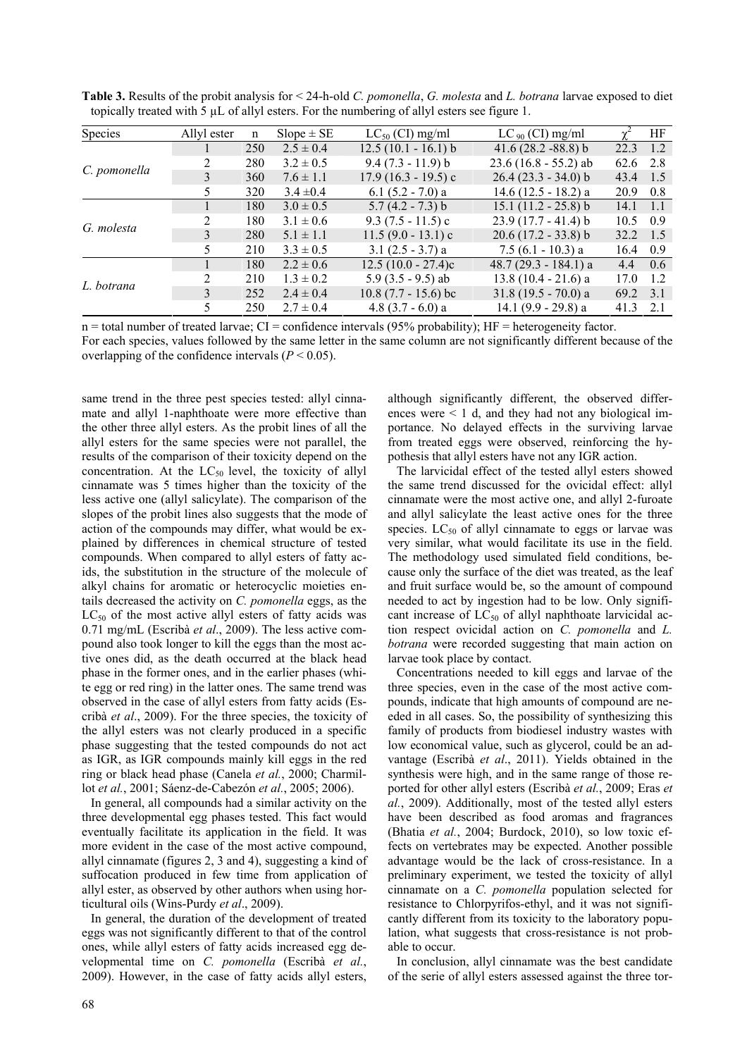**Table 3.** Results of the probit analysis for < 24-h-old *C. pomonella*, *G. molesta* and *L. botrana* larvae exposed to diet topically treated with 5 µL of allyl esters. For the numbering of allyl esters see figure 1.

| Species | Allyl ester | n | Slope ± SE | $LC_{50}$ (CI) mg/ml | $LC_{90}$ (CI) mg/ml | $\chi^2$ | HF |
|---|---|---|---|---|---|---|---|
| *C. pomonella* | 1 | 250 | 2.5 ± 0.4 | 12.5 (10.1 - 16.1) b | 41.6 (28.2 -88.8) b | 22.3 | 1.2 |
| | 2 | 280 | 3.2 ± 0.5 | 9.4 (7.3 - 11.9) b | 23.6 (16.8 - 55.2) ab | 62.6 | 2.8 |
| | 3 | 360 | 7.6 ± 1.1 | 17.9 (16.3 - 19.5) c | 26.4 (23.3 - 34.0) b | 43.4 | 1.5 |
| | 5 | 320 | 3.4 ±0.4 | 6.1 (5.2 - 7.0) a | 14.6 (12.5 - 18.2) a | 20.9 | 0.8 |
| *G. molesta* | 1 | 180 | 3.0 ± 0.5 | 5.7 (4.2 - 7.3) b | 15.1 (11.2 - 25.8) b | 14.1 | 1.1 |
| | 2 | 180 | 3.1 ± 0.6 | 9.3 (7.5 - 11.5) c | 23.9 (17.7 - 41.4) b | 10.5 | 0.9 |
| | 3 | 280 | 5.1 ± 1.1 | 11.5 (9.0 - 13.1) c | 20.6 (17.2 - 33.8) b | 32.2 | 1.5 |
| | 5 | 210 | 3.3 ± 0.5 | 3.1 (2.5 - 3.7) a | 7.5 (6.1 - 10.3) a | 16.4 | 0.9 |
| *L. botrana* | 1 | 180 | 2.2 ± 0.6 | 12.5 (10.0 - 27.4)c | 48.7 (29.3 - 184.1) a | 4.4 | 0.6 |
| | 2 | 210 | 1.3 ± 0.2 | 5.9 (3.5 - 9.5) ab | 13.8 (10.4 - 21.6) a | 17.0 | 1.2 |
| | 3 | 252 | 2.4 ± 0.4 | 10.8 (7.7 - 15.6) bc | 31.8 (19.5 - 70.0) a | 69.2 | 3.1 |
| | 5 | 250 | 2.7 ± 0.4 | 4.8 (3.7 - 6.0) a | 14.1 (9.9 - 29.8) a | 41.3 | 2.1 |

n = total number of treated larvae; CI = confidence intervals (95% probability); HF = heterogeneity factor.
For each species, values followed by the same letter in the same column are not significantly different because of the overlapping of the confidence intervals ($P < 0.05$).

same trend in the three pest species tested: allyl cinnamate and allyl 1-naphthoate were more effective than the other three allyl esters. As the probit lines of all the allyl esters for the same species were not parallel, the results of the comparison of their toxicity depend on the concentration. At the $LC_{50}$ level, the toxicity of allyl cinnamate was 5 times higher than the toxicity of the less active one (allyl salicylate). The comparison of the slopes of the probit lines also suggests that the mode of action of the compounds may differ, what would be explained by differences in chemical structure of tested compounds. When compared to allyl esters of fatty acids, the substitution in the structure of the molecule of alkyl chains for aromatic or heterocyclic moieties entails decreased the activity on *C. pomonella* eggs, as the $LC_{50}$ of the most active allyl esters of fatty acids was 0.71 mg/mL (Escribà *et al*., 2009). The less active compound also took longer to kill the eggs than the most active ones did, as the death occurred at the black head phase in the former ones, and in the earlier phases (white egg or red ring) in the latter ones. The same trend was observed in the case of allyl esters from fatty acids (Escribà *et al*., 2009). For the three species, the toxicity of the allyl esters was not clearly produced in a specific phase suggesting that the tested compounds do not act as IGR, as IGR compounds mainly kill eggs in the red ring or black head phase (Canela *et al.*, 2000; Charmillot *et al.*, 2001; Sáenz-de-Cabezón *et al*., 2005; 2006).

In general, all compounds had a similar activity on the three developmental egg phases tested. This fact would eventually facilitate its application in the field. It was more evident in the case of the most active compound, allyl cinnamate (figures 2, 3 and 4), suggesting a kind of suffocation produced in few time from application of allyl ester, as observed by other authors when using horticultural oils (Wins-Purdy *et al*., 2009).

In general, the duration of the development of treated eggs was not significantly different to that of the control ones, while allyl esters of fatty acids increased egg developmental time on *C. pomonella* (Escribà *et al*., 2009). However, in the case of fatty acids allyl esters, although significantly different, the observed differences were < 1 d, and they had not any biological importance. No delayed effects in the surviving larvae from treated eggs were observed, reinforcing the hypothesis that allyl esters have not any IGR action.

The larvicidal effect of the tested allyl esters showed the same trend discussed for the ovicidal effect: allyl cinnamate were the most active one, and allyl 2-furoate and allyl salicylate the least active ones for the three species. $LC_{50}$ of allyl cinnamate to eggs or larvae was very similar, what would facilitate its use in the field. The methodology used simulated field conditions, because only the surface of the diet was treated, as the leaf and fruit surface would be, so the amount of compound needed to act by ingestion had to be low. Only significant increase of $LC_{50}$ of allyl naphthoate larvicidal action respect ovicidal action on *C. pomonella* and *L. botrana* were recorded suggesting that main action on larvae took place by contact.

Concentrations needed to kill eggs and larvae of the three species, even in the case of the most active compounds, indicate that high amounts of compound are needed in all cases. So, the possibility of synthesizing this family of products from biodiesel industry wastes with low economical value, such as glycerol, could be an advantage (Escribà *et al*., 2011). Yields obtained in the synthesis were high, and in the same range of those reported for other allyl esters (Escribà *et al*., 2009; Eras *et al.*, 2009). Additionally, most of the tested allyl esters have been described as food aromas and fragrances (Bhatia *et al.*, 2004; Burdock, 2010), so low toxic effects on vertebrates may be expected. Another possible advantage would be the lack of cross-resistance. In a preliminary experiment, we tested the toxicity of allyl cinnamate on a *C. pomonella* population selected for resistance to Chlorpyrifos-ethyl, and it was not significantly different from its toxicity to the laboratory population, what suggests that cross-resistance is not probable to occur.

In conclusion, allyl cinnamate was the best candidate of the serie of allyl esters assessed against the three tor-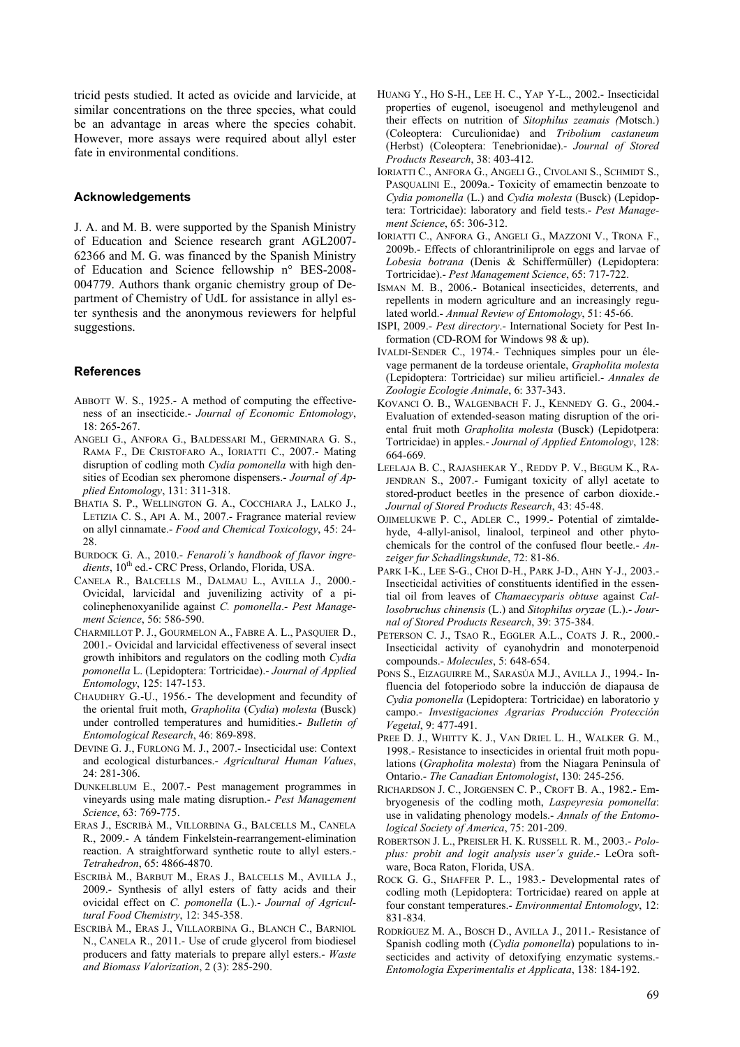tricid pests studied. It acted as ovicide and larvicide, at similar concentrations on the three species, what could be an advantage in areas where the species cohabit. However, more assays were required about allyl ester fate in environmental conditions.

## Acknowledgements

J. A. and M. B. were supported by the Spanish Ministry of Education and Science research grant AGL2007-62366 and M. G. was financed by the Spanish Ministry of Education and Science fellowship n° BES-2008-004779. Authors thank organic chemistry group of Department of Chemistry of UdL for assistance in allyl ester synthesis and the anonymous reviewers for helpful suggestions.

## References

ABBOTT W. S., 1925.- A method of computing the effectiveness of an insecticide.- *Journal of Economic Entomology*, 18: 265-267.

ANGELI G., ANFORA G., BALDESSARI M., GERMINARA G. S., RAMA F., DE CRISTOFARO A., IORIATTI C., 2007.- Mating disruption of codling moth *Cydia pomonella* with high densities of Ecodian sex pheromone dispensers.- *Journal of Applied Entomology*, 131: 311-318.

BHATIA S. P., WELLINGTON G. A., COCCHIARA J., LALKO J., LETIZIA C. S., API A. M., 2007.- Fragrance material review on allyl cinnamate.- *Food and Chemical Toxicology*, 45: 24-28.

BURDOCK G. A., 2010.- *Fenaroli's handbook of flavor ingredients*, 10th ed.- CRC Press, Orlando, Florida, USA.

CANELA R., BALCELLS M., DALMAU L., AVILLA J., 2000.- Ovicidal, larvicidal and juvenilizing activity of a picolinephenoxyanilide against *C. pomonella*.- *Pest Management Science*, 56: 586-590.

CHARMILLOT P. J., GOURMELON A., FABRE A. L., PASQUIER D., 2001.- Ovicidal and larvicidal effectiveness of several insect growth inhibitors and regulators on the codling moth *Cydia pomonella* L. (Lepidoptera: Tortricidae).- *Journal of Applied Entomology*, 125: 147-153.

CHAUDHRY G.-U., 1956.- The development and fecundity of the oriental fruit moth, *Grapholita* (*Cydia*) *molesta* (Busck) under controlled temperatures and humidities.- *Bulletin of Entomological Research*, 46: 869-898.

DEVINE G. J., FURLONG M. J., 2007.- Insecticidal use: Context and ecological disturbances.- *Agricultural Human Values*, 24: 281-306.

DUNKELBLUM E., 2007.- Pest management programmes in vineyards using male mating disruption.- *Pest Management Science*, 63: 769-775.

ERAS J., ESCRIBÀ M., VILLORBINA G., BALCELLS M., CANELA R., 2009.- A tándem Finkelstein-rearrangement-elimination reaction. A straightforward synthetic route to allyl esters.- *Tetrahedron*, 65: 4866-4870.

ESCRIBÀ M., BARBUT M., ERAS J., BALCELLS M., AVILLA J., 2009.- Synthesis of allyl esters of fatty acids and their ovicidal effect on *C. pomonella* (L.).- *Journal of Agricultural Food Chemistry*, 12: 345-358.

ESCRIBÀ M., ERAS J., VILLAORBINA G., BLANCH C., BARNIOL N., CANELA R., 2011.- Use of crude glycerol from biodiesel producers and fatty materials to prepare allyl esters.- *Waste and Biomass Valorization*, 2 (3): 285-290.

HUANG Y., HO S-H., LEE H. C., YAP Y-L., 2002.- Insecticidal properties of eugenol, isoeugenol and methyleugenol and their effects on nutrition of *Sitophilus zeamais (*Motsch.) (Coleoptera: Curculionidae) and *Tribolium castaneum* (Herbst) (Coleoptera: Tenebrionidae).- *Journal of Stored Products Research*, 38: 403-412.

IORIATTI C., ANFORA G., ANGELI G., CIVOLANI S., SCHMIDT S., PASQUALINI E., 2009a.- Toxicity of emamectin benzoate to *Cydia pomonella* (L.) and *Cydia molesta* (Busck) (Lepidoptera: Tortricidae): laboratory and field tests.- *Pest Management Science*, 65: 306-312.

IORIATTI C., ANFORA G., ANGELI G., MAZZONI V., TRONA F., 2009b.- Effects of chlorantriniliprole on eggs and larvae of *Lobesia botrana* (Denis & Schiffermüller) (Lepidoptera: Tortricidae).- *Pest Management Science*, 65: 717-722.

ISMAN M. B., 2006.- Botanical insecticides, deterrents, and repellents in modern agriculture and an increasingly regulated world.- *Annual Review of Entomology*, 51: 45-66.

ISPI, 2009.- *Pest directory*.- International Society for Pest Information (CD-ROM for Windows 98 & up).

IVALDI-SENDER C., 1974.- Techniques simples pour un élevage permanent de la tordeuse orientale, *Grapholita molesta* (Lepidoptera: Tortricidae) sur milieu artificiel.- *Annales de Zoologie Ecologie Animale*, 6: 337-343.

KOVANCI O. B., WALGENBACH F. J., KENNEDY G. G., 2004.- Evaluation of extended-season mating disruption of the oriental fruit moth *Grapholita molesta* (Busck) (Lepidotpera: Tortricidae) in apples.- *Journal of Applied Entomology*, 128: 664-669.

LEELAJA B. C., RAJASHEKAR Y., REDDY P. V., BEGUM K., RAJENDRAN S., 2007.- Fumigant toxicity of allyl acetate to stored-product beetles in the presence of carbon dioxide.- *Journal of Stored Products Research*, 43: 45-48.

OJIMELUKWE P. C., ADLER C., 1999.- Potential of zimtaldehyde, 4-allyl-anisol, linalool, terpineol and other phytochemicals for the control of the confused flour beetle.- *Anzeiger fur Schadlingskunde*, 72: 81-86.

PARK I-K., LEE S-G., CHOI D-H., PARK J-D., AHN Y-J., 2003.- Insecticidal activities of constituents identified in the essential oil from leaves of *Chamaecyparis obtuse* against *Callosobruchus chinensis* (L.) and *Sitophilus oryzae* (L.).- *Journal of Stored Products Research*, 39: 375-384.

PETERSON C. J., TSAO R., EGGLER A.L., COATS J. R., 2000.- Insecticidal activity of cyanohydrin and monoterpenoid compounds.- *Molecules*, 5: 648-654.

PONS S., EIZAGUIRRE M., SARASÚA M.J., AVILLA J., 1994.- Influencia del fotoperiodo sobre la inducción de diapausa de *Cydia pomonella* (Lepidoptera: Tortricidae) en laboratorio y campo.- *Investigaciones Agrarias Producción Protección Vegetal*, 9: 477-491.

PREE D. J., WHITTY K. J., VAN DRIEL L. H., WALKER G. M., 1998.- Resistance to insecticides in oriental fruit moth populations (*Grapholita molesta*) from the Niagara Peninsula of Ontario.- *The Canadian Entomologist*, 130: 245-256.

RICHARDSON J. C., JORGENSEN C. P., CROFT B. A., 1982.- Embryogenesis of the codling moth, *Laspeyresia pomonella*: use in validating phenology models.- *Annals of the Entomological Society of America*, 75: 201-209.

ROBERTSON J. L., PREISLER H. K. RUSSELL R. M., 2003.- *Poloplus: probit and logit analysis user´s guide*.- LeOra software, Boca Raton, Florida, USA.

ROCK G. G., SHAFFER P. L., 1983.- Developmental rates of codling moth (Lepidoptera: Tortricidae) reared on apple at four constant temperatures.- *Environmental Entomology*, 12: 831-834.

RODRÍGUEZ M. A., BOSCH D., AVILLA J., 2011.- Resistance of Spanish codling moth (*Cydia pomonella*) populations to insecticides and activity of detoxifying enzymatic systems.- *Entomologia Experimentalis et Applicata*, 138: 184-192.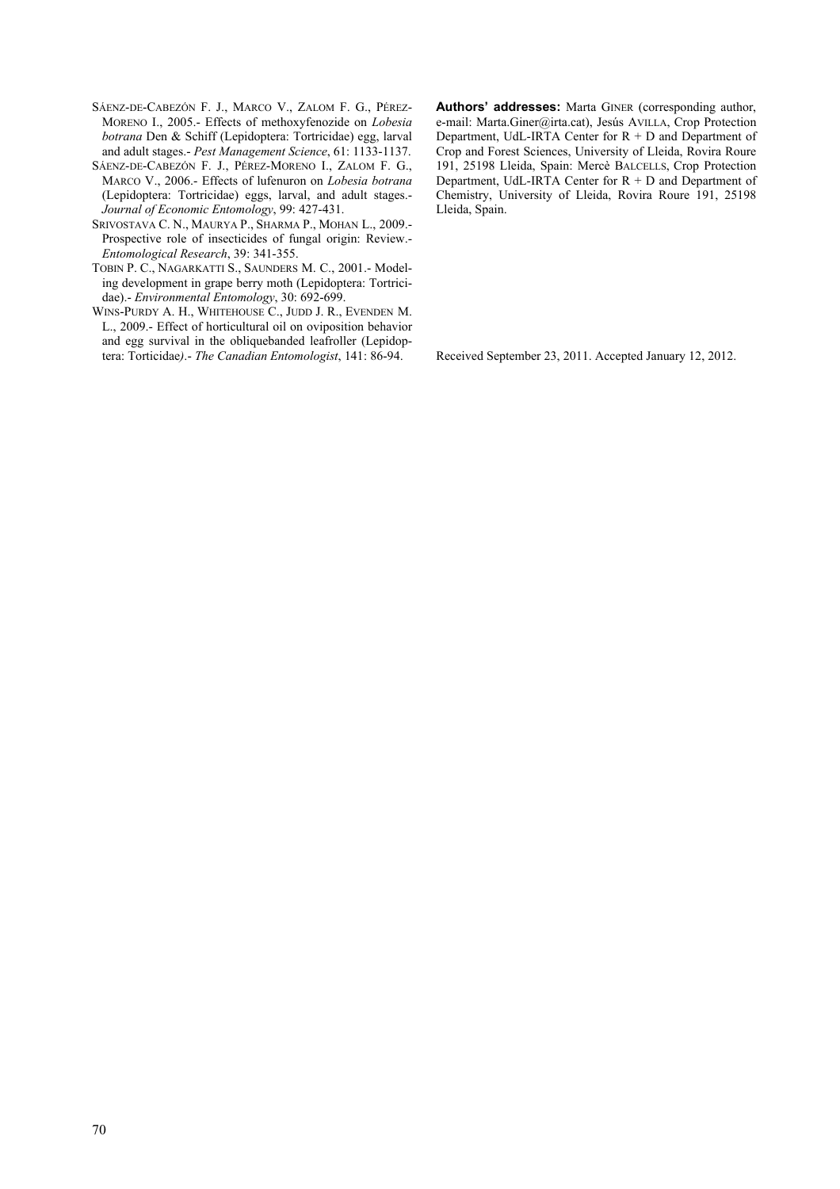SÁENZ-DE-CABEZÓN F. J., MARCO V., ZALOM F. G., PÉREZ-MORENO I., 2005.- Effects of methoxyfenozide on *Lobesia botrana* Den & Schiff (Lepidoptera: Tortricidae) egg, larval and adult stages.- *Pest Management Science*, 61: 1133-1137.

SÁENZ-DE-CABEZÓN F. J., PÉREZ-MORENO I., ZALOM F. G., MARCO V., 2006.- Effects of lufenuron on *Lobesia botrana* (Lepidoptera: Tortricidae) eggs, larval, and adult stages.- *Journal of Economic Entomology*, 99: 427-431.

SRIVOSTAVA C. N., MAURYA P., SHARMA P., MOHAN L., 2009.- Prospective role of insecticides of fungal origin: Review.- *Entomological Research*, 39: 341-355.

TOBIN P. C., NAGARKATTI S., SAUNDERS M. C., 2001.- Modeling development in grape berry moth (Lepidoptera: Tortricidae).- *Environmental Entomology*, 30: 692-699.

WINS-PURDY A. H., WHITEHOUSE C., JUDD J. R., EVENDEN M. L., 2009.- Effect of horticultural oil on oviposition behavior and egg survival in the obliquebanded leafroller (Lepidoptera: Torticidae).- *The Canadian Entomologist*, 141: 86-94.

**Authors' addresses:** Marta GINER (corresponding author, e-mail: Marta.Giner@irta.cat), Jesús AVILLA, Crop Protection Department, UdL-IRTA Center for R + D and Department of Crop and Forest Sciences, University of Lleida, Rovira Roure 191, 25198 Lleida, Spain: Mercè BALCELLS, Crop Protection Department, UdL-IRTA Center for R + D and Department of Chemistry, University of Lleida, Rovira Roure 191, 25198 Lleida, Spain.

Received September 23, 2011. Accepted January 12, 2012.